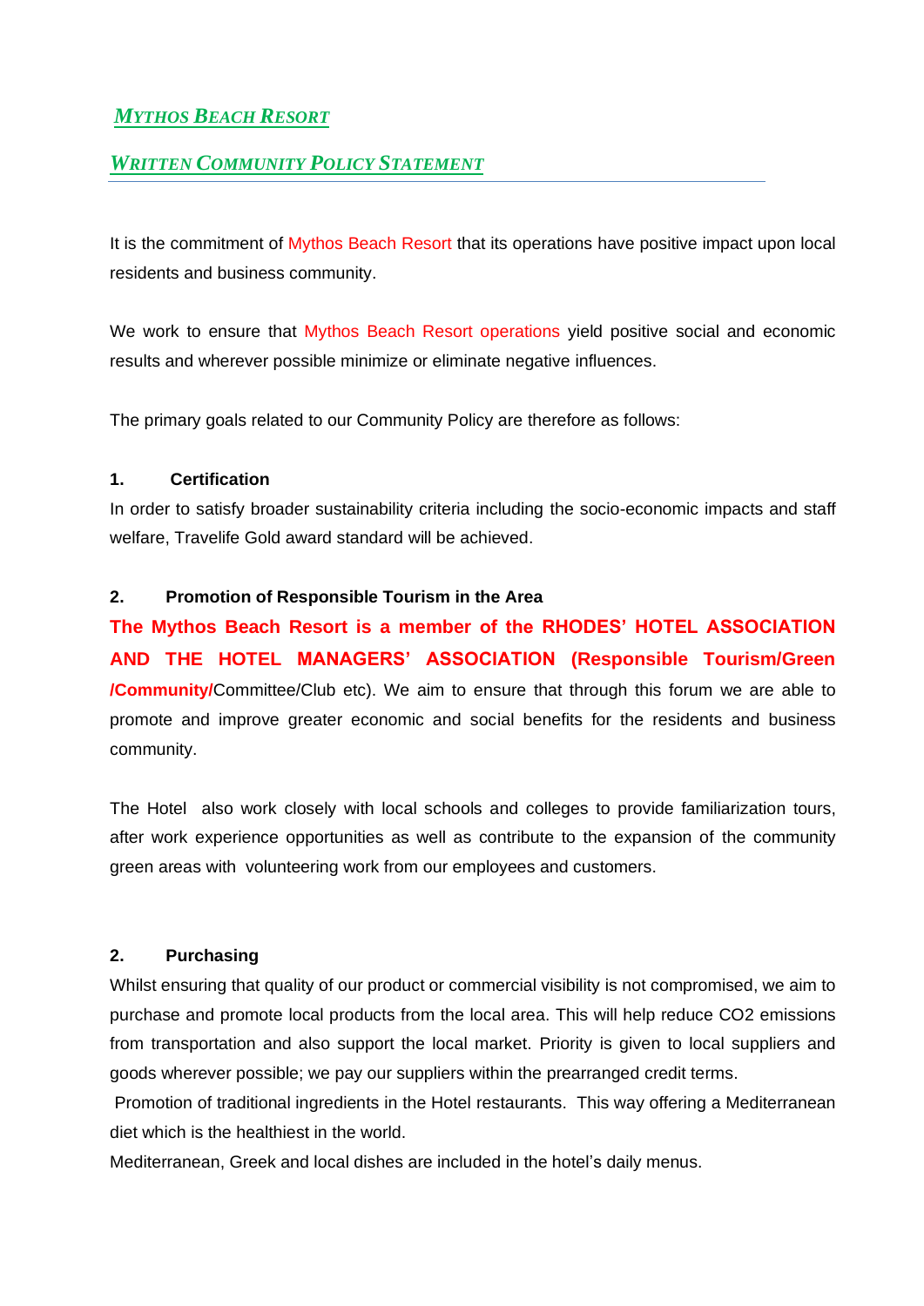# *MYTHOS BEACH RESORT*

## *WRITTEN COMMUNITY POLICY STATEMENT*

It is the commitment of Mythos Beach Resort that its operations have positive impact upon local residents and business community.

We work to ensure that Mythos Beach Resort operations yield positive social and economic results and wherever possible minimize or eliminate negative influences.

The primary goals related to our Community Policy are therefore as follows:

**1. Certification**

In order to satisfy broader sustainability criteria including the socio-economic impacts and staff welfare, Travelife Gold award standard will be achieved.

**2. Promotion of Responsible Tourism in the Area**

**The Mythos Beach Resort is a member of the RHODES' HOTEL ASSOCIATION AND THE HOTEL MANAGERS' ASSOCIATION (Responsible Tourism/Green /Community/**Committee/Club etc). We aim to ensure that through this forum we are able to promote and improve greater economic and social benefits for the residents and business community.

The Hotel also work closely with local schools and colleges to provide familiarization tours, after work experience opportunities as well as contribute to the expansion of the community green areas with volunteering work from our employees and customers.

**2. Purchasing**

Whilst ensuring that quality of our product or commercial visibility is not compromised, we aim to purchase and promote local products from the local area. This will help reduce $CO_2$ emissions from transportation and also support the local market. Priority is given to local suppliers and goods wherever possible; we pay our suppliers within the prearranged credit terms.

Promotion of traditional ingredients in the Hotel restaurants. This way offering a Mediterranean diet which is the healthiest in the world.

Mediterranean, Greek and local dishes are included in the hotel's daily menus.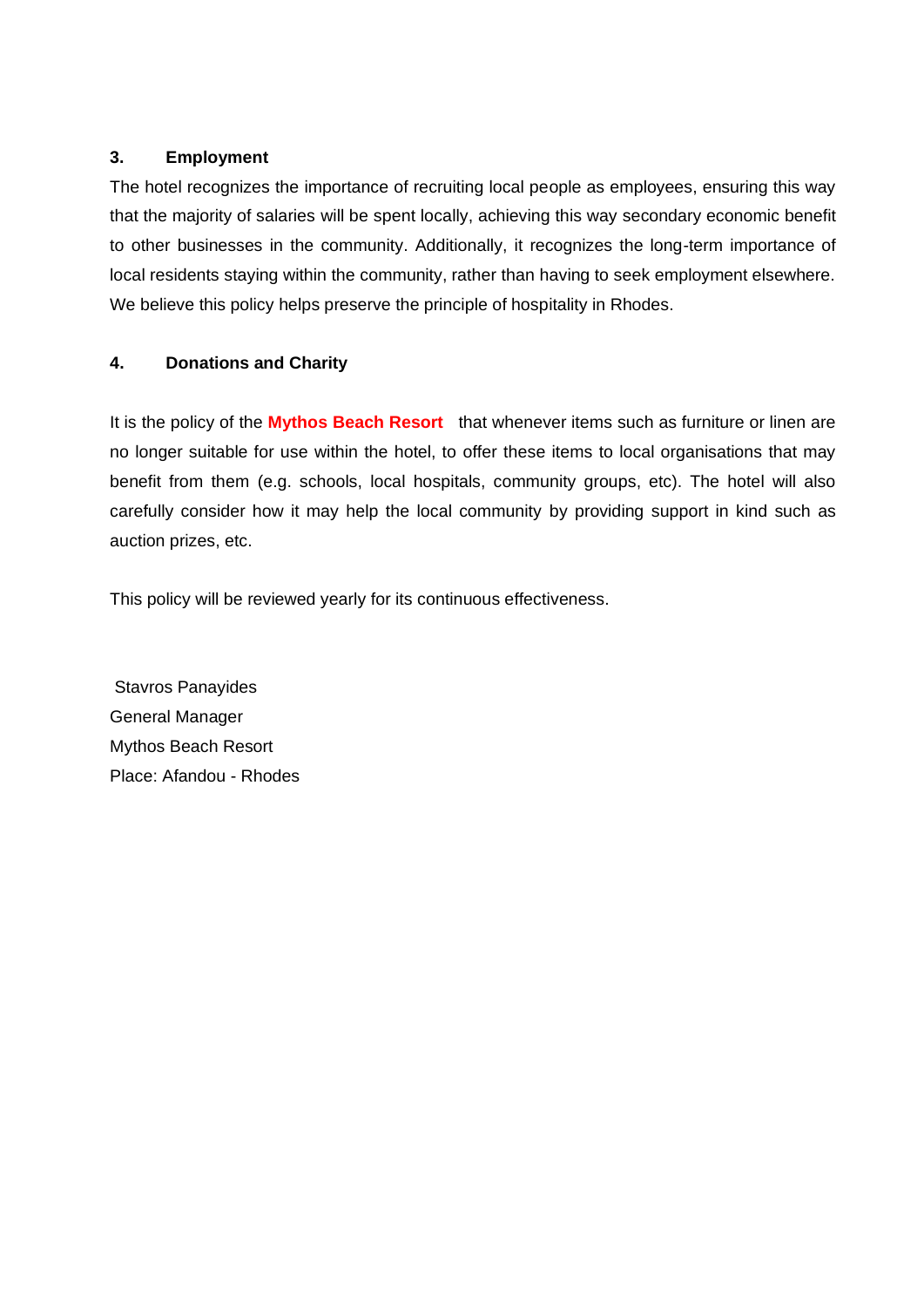### 3. Employment

The hotel recognizes the importance of recruiting local people as employees, ensuring this way that the majority of salaries will be spent locally, achieving this way secondary economic benefit to other businesses in the community. Additionally, it recognizes the long-term importance of local residents staying within the community, rather than having to seek employment elsewhere. We believe this policy helps preserve the principle of hospitality in Rhodes.

### 4. Donations and Charity

It is the policy of the **Mythos Beach Resort** that whenever items such as furniture or linen are no longer suitable for use within the hotel, to offer these items to local organisations that may benefit from them (e.g. schools, local hospitals, community groups, etc). The hotel will also carefully consider how it may help the local community by providing support in kind such as auction prizes, etc.

This policy will be reviewed yearly for its continuous effectiveness.

Stavros Panayides
General Manager
Mythos Beach Resort
Place: Afandou - Rhodes